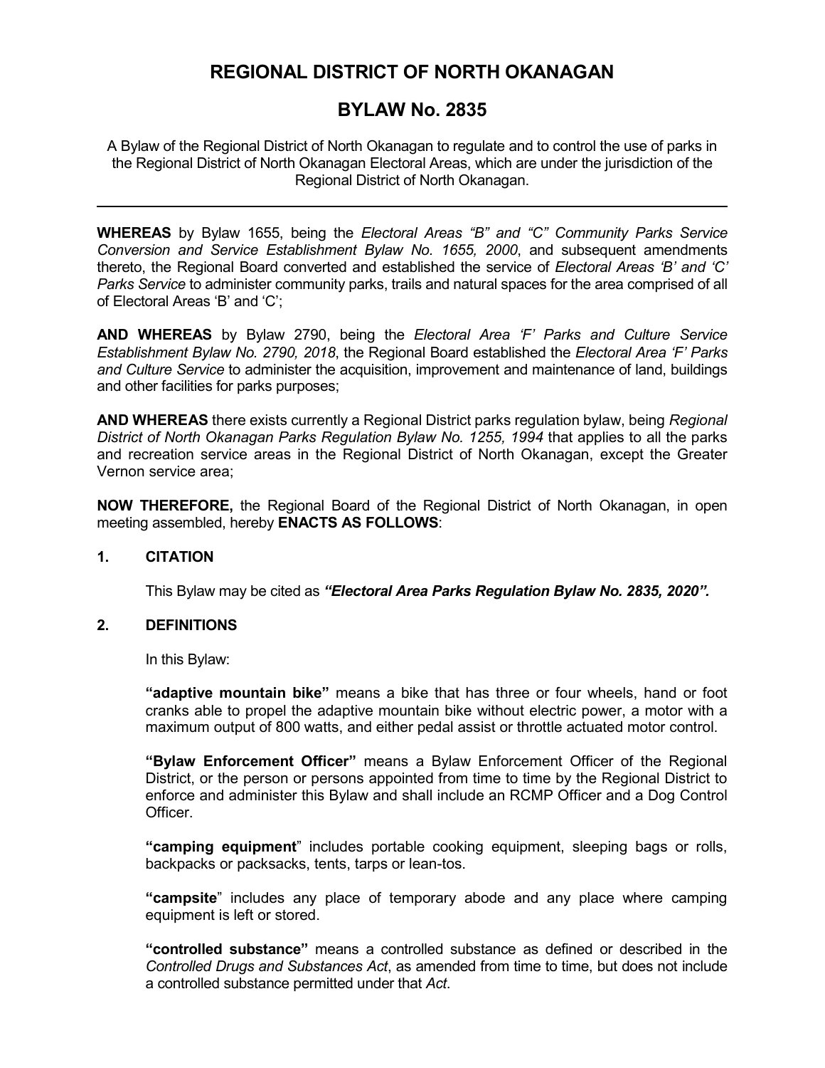# REGIONAL DISTRICT OF NORTH OKANAGAN

## BYLAW No. 2835

A Bylaw of the Regional District of North Okanagan to regulate and to control the use of parks in the Regional District of North Okanagan Electoral Areas, which are under the jurisdiction of the Regional District of North Okanagan.

---

**WHEREAS** by Bylaw 1655, being the *Electoral Areas "B" and "C" Community Parks Service Conversion and Service Establishment Bylaw No. 1655, 2000*, and subsequent amendments thereto, the Regional Board converted and established the service of *Electoral Areas 'B' and 'C' Parks Service* to administer community parks, trails and natural spaces for the area comprised of all of Electoral Areas 'B' and 'C';

**AND WHEREAS** by Bylaw 2790, being the *Electoral Area 'F' Parks and Culture Service Establishment Bylaw No. 2790, 2018*, the Regional Board established the *Electoral Area 'F' Parks and Culture Service* to administer the acquisition, improvement and maintenance of land, buildings and other facilities for parks purposes;

**AND WHEREAS** there exists currently a Regional District parks regulation bylaw, being *Regional District of North Okanagan Parks Regulation Bylaw No. 1255, 1994* that applies to all the parks and recreation service areas in the Regional District of North Okanagan, except the Greater Vernon service area;

**NOW THEREFORE,** the Regional Board of the Regional District of North Okanagan, in open meeting assembled, hereby **ENACTS AS FOLLOWS**:

### 1. CITATION

This Bylaw may be cited as ***"Electoral Area Parks Regulation Bylaw No. 2835, 2020".***

### 2. DEFINITIONS

In this Bylaw:

**"adaptive mountain bike"** means a bike that has three or four wheels, hand or foot cranks able to propel the adaptive mountain bike without electric power, a motor with a maximum output of 800 watts, and either pedal assist or throttle actuated motor control.

**"Bylaw Enforcement Officer"** means a Bylaw Enforcement Officer of the Regional District, or the person or persons appointed from time to time by the Regional District to enforce and administer this Bylaw and shall include an RCMP Officer and a Dog Control Officer.

**"camping equipment"** includes portable cooking equipment, sleeping bags or rolls, backpacks or packsacks, tents, tarps or lean-tos.

**"campsite"** includes any place of temporary abode and any place where camping equipment is left or stored.

**"controlled substance"** means a controlled substance as defined or described in the *Controlled Drugs and Substances Act*, as amended from time to time, but does not include a controlled substance permitted under that *Act*.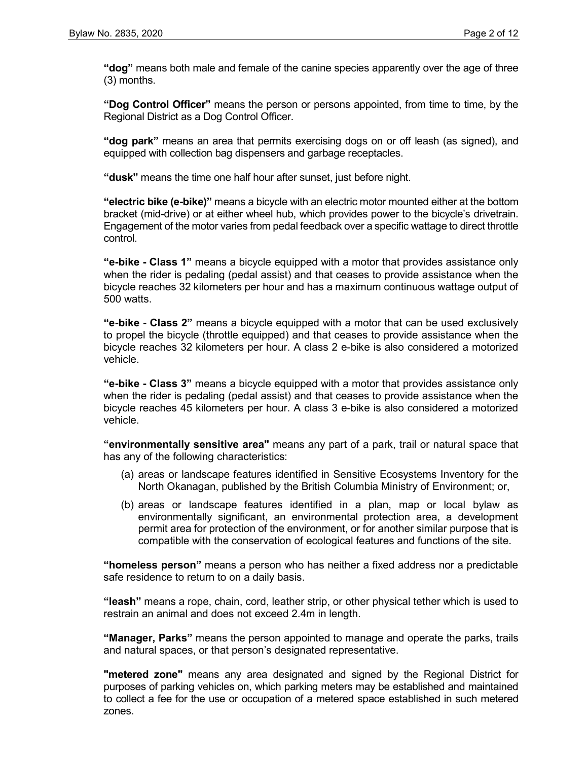**"dog"** means both male and female of the canine species apparently over the age of three (3) months.

**"Dog Control Officer"** means the person or persons appointed, from time to time, by the Regional District as a Dog Control Officer.

**"dog park"** means an area that permits exercising dogs on or off leash (as signed), and equipped with collection bag dispensers and garbage receptacles.

**"dusk"** means the time one half hour after sunset, just before night.

**"electric bike (e-bike)"** means a bicycle with an electric motor mounted either at the bottom bracket (mid-drive) or at either wheel hub, which provides power to the bicycle's drivetrain. Engagement of the motor varies from pedal feedback over a specific wattage to direct throttle control.

**"e-bike - Class 1"** means a bicycle equipped with a motor that provides assistance only when the rider is pedaling (pedal assist) and that ceases to provide assistance when the bicycle reaches 32 kilometers per hour and has a maximum continuous wattage output of 500 watts.

**"e-bike - Class 2"** means a bicycle equipped with a motor that can be used exclusively to propel the bicycle (throttle equipped) and that ceases to provide assistance when the bicycle reaches 32 kilometers per hour. A class 2 e-bike is also considered a motorized vehicle.

**"e-bike - Class 3"** means a bicycle equipped with a motor that provides assistance only when the rider is pedaling (pedal assist) and that ceases to provide assistance when the bicycle reaches 45 kilometers per hour. A class 3 e-bike is also considered a motorized vehicle.

**"environmentally sensitive area"** means any part of a park, trail or natural space that has any of the following characteristics:

(a) areas or landscape features identified in Sensitive Ecosystems Inventory for the North Okanagan, published by the British Columbia Ministry of Environment; or,

(b) areas or landscape features identified in a plan, map or local bylaw as environmentally significant, an environmental protection area, a development permit area for protection of the environment, or for another similar purpose that is compatible with the conservation of ecological features and functions of the site.

**"homeless person"** means a person who has neither a fixed address nor a predictable safe residence to return to on a daily basis.

**"leash"** means a rope, chain, cord, leather strip, or other physical tether which is used to restrain an animal and does not exceed 2.4m in length.

**"Manager, Parks"** means the person appointed to manage and operate the parks, trails and natural spaces, or that person's designated representative.

**"metered zone"** means any area designated and signed by the Regional District for purposes of parking vehicles on, which parking meters may be established and maintained to collect a fee for the use or occupation of a metered space established in such metered zones.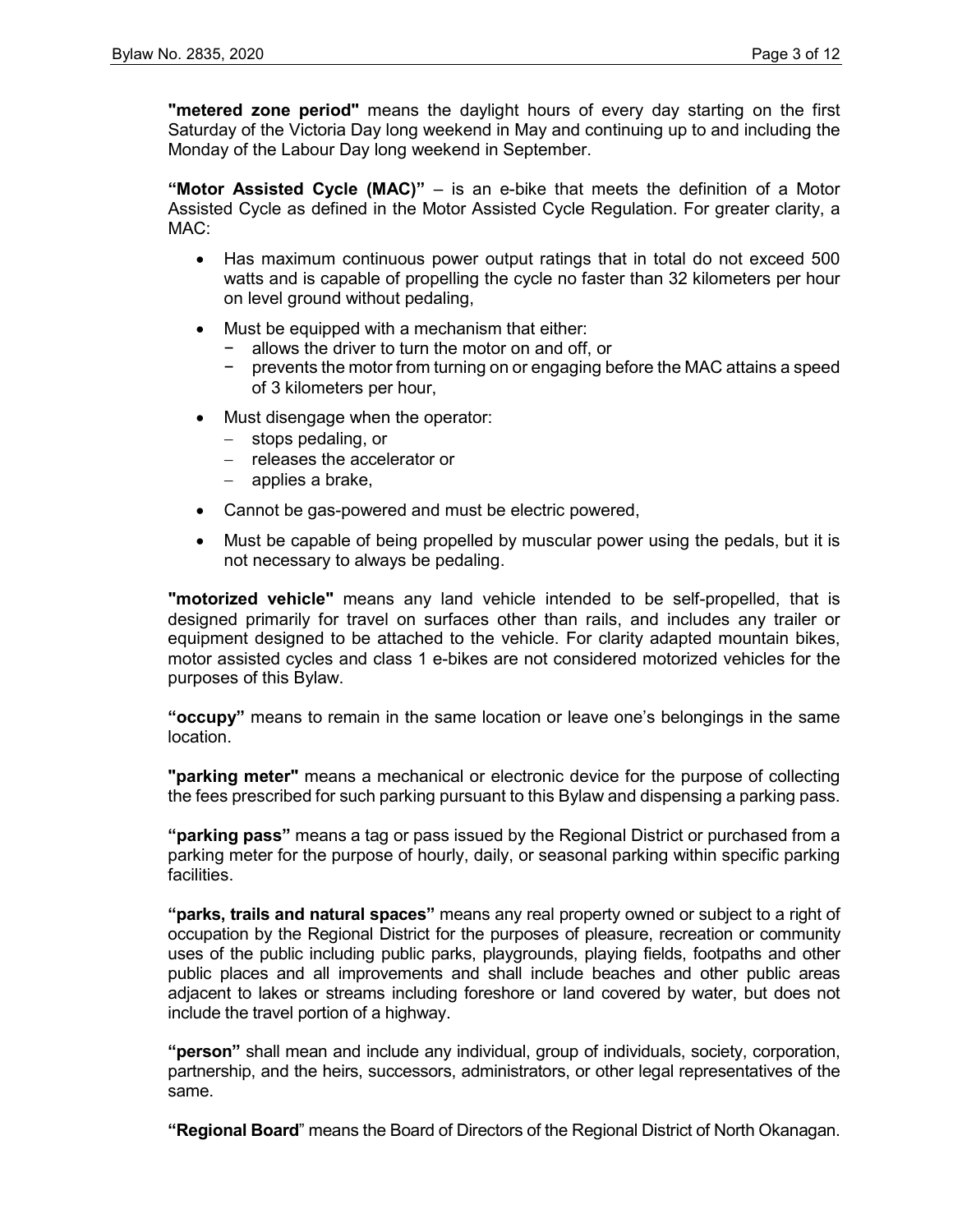**"metered zone period"** means the daylight hours of every day starting on the first Saturday of the Victoria Day long weekend in May and continuing up to and including the Monday of the Labour Day long weekend in September.

**"Motor Assisted Cycle (MAC)"** – is an e-bike that meets the definition of a Motor Assisted Cycle as defined in the Motor Assisted Cycle Regulation. For greater clarity, a MAC:

- Has maximum continuous power output ratings that in total do not exceed 500 watts and is capable of propelling the cycle no faster than 32 kilometers per hour on level ground without pedaling,
- Must be equipped with a mechanism that either:
  - allows the driver to turn the motor on and off, or
  - prevents the motor from turning on or engaging before the MAC attains a speed of 3 kilometers per hour,
- Must disengage when the operator:
  - stops pedaling, or
  - releases the accelerator or
  - applies a brake,
- Cannot be gas-powered and must be electric powered,
- Must be capable of being propelled by muscular power using the pedals, but it is not necessary to always be pedaling.

**"motorized vehicle"** means any land vehicle intended to be self-propelled, that is designed primarily for travel on surfaces other than rails, and includes any trailer or equipment designed to be attached to the vehicle. For clarity adapted mountain bikes, motor assisted cycles and class 1 e-bikes are not considered motorized vehicles for the purposes of this Bylaw.

**"occupy"** means to remain in the same location or leave one's belongings in the same location.

**"parking meter"** means a mechanical or electronic device for the purpose of collecting the fees prescribed for such parking pursuant to this Bylaw and dispensing a parking pass.

**"parking pass"** means a tag or pass issued by the Regional District or purchased from a parking meter for the purpose of hourly, daily, or seasonal parking within specific parking facilities.

**"parks, trails and natural spaces"** means any real property owned or subject to a right of occupation by the Regional District for the purposes of pleasure, recreation or community uses of the public including public parks, playgrounds, playing fields, footpaths and other public places and all improvements and shall include beaches and other public areas adjacent to lakes or streams including foreshore or land covered by water, but does not include the travel portion of a highway.

**"person"** shall mean and include any individual, group of individuals, society, corporation, partnership, and the heirs, successors, administrators, or other legal representatives of the same.

**"Regional Board"** means the Board of Directors of the Regional District of North Okanagan.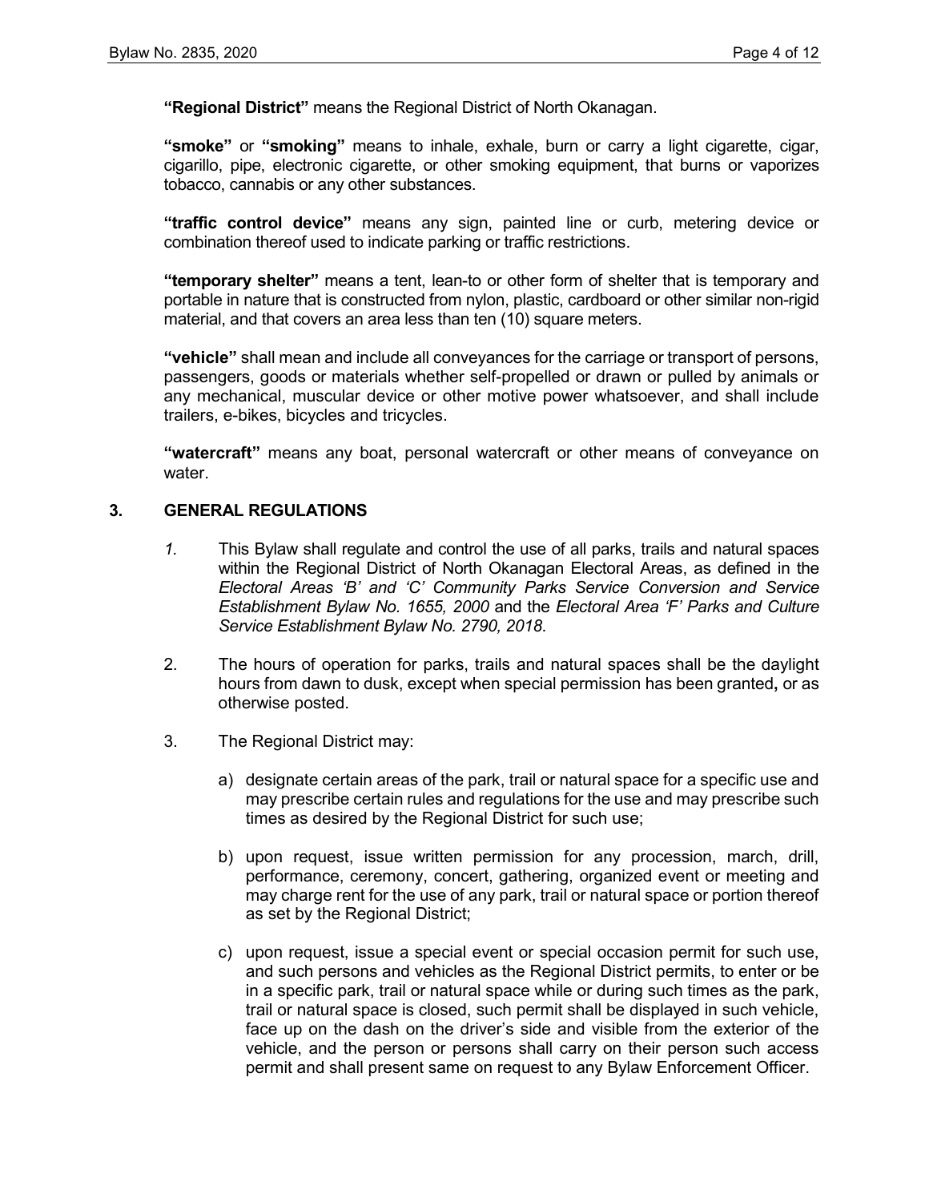**"Regional District"** means the Regional District of North Okanagan.

**"smoke"** or **"smoking"** means to inhale, exhale, burn or carry a light cigarette, cigar, cigarillo, pipe, electronic cigarette, or other smoking equipment, that burns or vaporizes tobacco, cannabis or any other substances.

**"traffic control device"** means any sign, painted line or curb, metering device or combination thereof used to indicate parking or traffic restrictions.

**"temporary shelter"** means a tent, lean-to or other form of shelter that is temporary and portable in nature that is constructed from nylon, plastic, cardboard or other similar non-rigid material, and that covers an area less than ten (10) square meters.

**"vehicle"** shall mean and include all conveyances for the carriage or transport of persons, passengers, goods or materials whether self-propelled or drawn or pulled by animals or any mechanical, muscular device or other motive power whatsoever, and shall include trailers, e-bikes, bicycles and tricycles.

**"watercraft"** means any boat, personal watercraft or other means of conveyance on water.

## 3. GENERAL REGULATIONS

1. This Bylaw shall regulate and control the use of all parks, trails and natural spaces within the Regional District of North Okanagan Electoral Areas, as defined in the *Electoral Areas 'B' and 'C' Community Parks Service Conversion and Service Establishment Bylaw No. 1655, 2000* and the *Electoral Area 'F' Parks and Culture Service Establishment Bylaw No. 2790, 2018*.

2. The hours of operation for parks, trails and natural spaces shall be the daylight hours from dawn to dusk, except when special permission has been granted**,** or as otherwise posted.

3. The Regional District may:

   a) designate certain areas of the park, trail or natural space for a specific use and may prescribe certain rules and regulations for the use and may prescribe such times as desired by the Regional District for such use;

   b) upon request, issue written permission for any procession, march, drill, performance, ceremony, concert, gathering, organized event or meeting and may charge rent for the use of any park, trail or natural space or portion thereof as set by the Regional District;

   c) upon request, issue a special event or special occasion permit for such use, and such persons and vehicles as the Regional District permits, to enter or be in a specific park, trail or natural space while or during such times as the park, trail or natural space is closed, such permit shall be displayed in such vehicle, face up on the dash on the driver's side and visible from the exterior of the vehicle, and the person or persons shall carry on their person such access permit and shall present same on request to any Bylaw Enforcement Officer.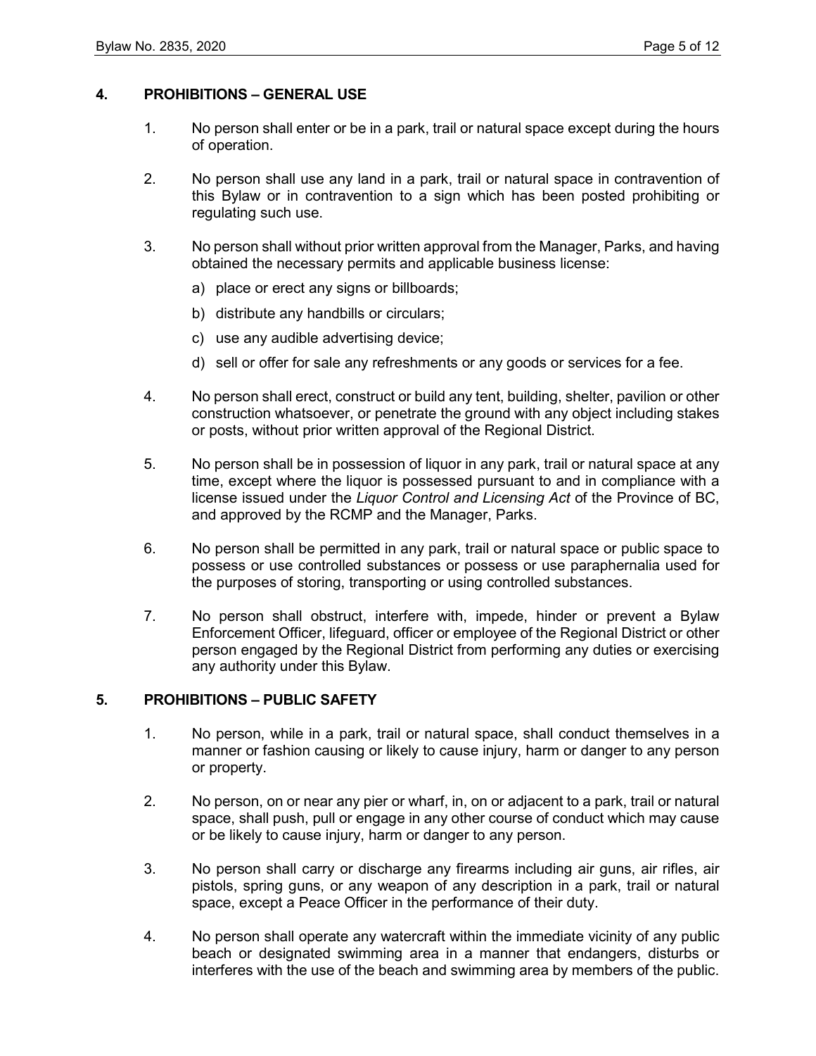## 4. PROHIBITIONS – GENERAL USE

1. No person shall enter or be in a park, trail or natural space except during the hours of operation.

2. No person shall use any land in a park, trail or natural space in contravention of this Bylaw or in contravention to a sign which has been posted prohibiting or regulating such use.

3. No person shall without prior written approval from the Manager, Parks, and having obtained the necessary permits and applicable business license:

   a) place or erect any signs or billboards;

   b) distribute any handbills or circulars;

   c) use any audible advertising device;

   d) sell or offer for sale any refreshments or any goods or services for a fee.

4. No person shall erect, construct or build any tent, building, shelter, pavilion or other construction whatsoever, or penetrate the ground with any object including stakes or posts, without prior written approval of the Regional District.

5. No person shall be in possession of liquor in any park, trail or natural space at any time, except where the liquor is possessed pursuant to and in compliance with a license issued under the *Liquor Control and Licensing Act* of the Province of BC, and approved by the RCMP and the Manager, Parks.

6. No person shall be permitted in any park, trail or natural space or public space to possess or use controlled substances or possess or use paraphernalia used for the purposes of storing, transporting or using controlled substances.

7. No person shall obstruct, interfere with, impede, hinder or prevent a Bylaw Enforcement Officer, lifeguard, officer or employee of the Regional District or other person engaged by the Regional District from performing any duties or exercising any authority under this Bylaw.

## 5. PROHIBITIONS – PUBLIC SAFETY

1. No person, while in a park, trail or natural space, shall conduct themselves in a manner or fashion causing or likely to cause injury, harm or danger to any person or property.

2. No person, on or near any pier or wharf, in, on or adjacent to a park, trail or natural space, shall push, pull or engage in any other course of conduct which may cause or be likely to cause injury, harm or danger to any person.

3. No person shall carry or discharge any firearms including air guns, air rifles, air pistols, spring guns, or any weapon of any description in a park, trail or natural space, except a Peace Officer in the performance of their duty.

4. No person shall operate any watercraft within the immediate vicinity of any public beach or designated swimming area in a manner that endangers, disturbs or interferes with the use of the beach and swimming area by members of the public.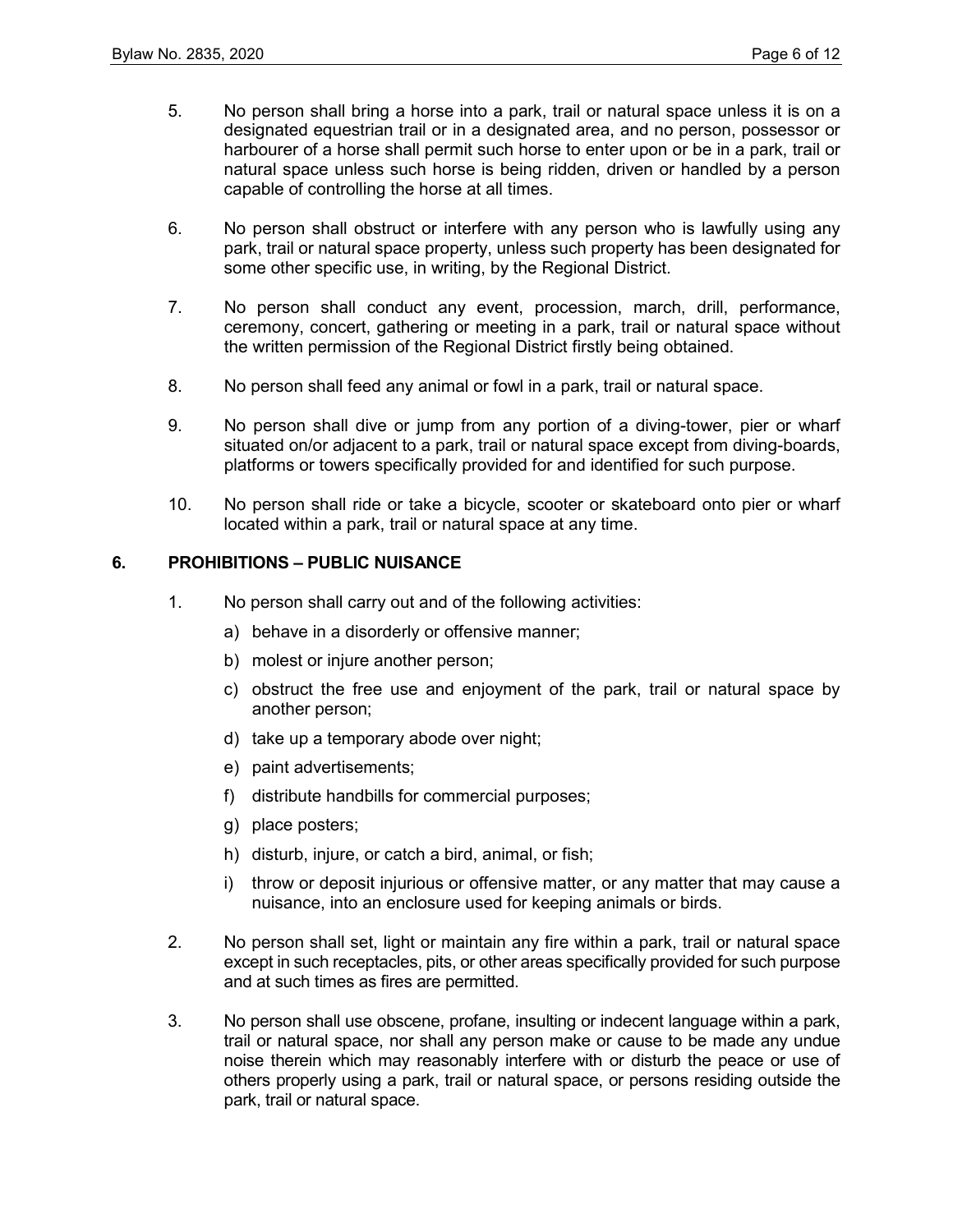5. No person shall bring a horse into a park, trail or natural space unless it is on a designated equestrian trail or in a designated area, and no person, possessor or harbourer of a horse shall permit such horse to enter upon or be in a park, trail or natural space unless such horse is being ridden, driven or handled by a person capable of controlling the horse at all times.

6. No person shall obstruct or interfere with any person who is lawfully using any park, trail or natural space property, unless such property has been designated for some other specific use, in writing, by the Regional District.

7. No person shall conduct any event, procession, march, drill, performance, ceremony, concert, gathering or meeting in a park, trail or natural space without the written permission of the Regional District firstly being obtained.

8. No person shall feed any animal or fowl in a park, trail or natural space.

9. No person shall dive or jump from any portion of a diving-tower, pier or wharf situated on/or adjacent to a park, trail or natural space except from diving-boards, platforms or towers specifically provided for and identified for such purpose.

10. No person shall ride or take a bicycle, scooter or skateboard onto pier or wharf located within a park, trail or natural space at any time.

## 6. PROHIBITIONS – PUBLIC NUISANCE

1. No person shall carry out and of the following activities:
   a) behave in a disorderly or offensive manner;
   b) molest or injure another person;
   c) obstruct the free use and enjoyment of the park, trail or natural space by another person;
   d) take up a temporary abode over night;
   e) paint advertisements;
   f) distribute handbills for commercial purposes;
   g) place posters;
   h) disturb, injure, or catch a bird, animal, or fish;
   i) throw or deposit injurious or offensive matter, or any matter that may cause a nuisance, into an enclosure used for keeping animals or birds.

2. No person shall set, light or maintain any fire within a park, trail or natural space except in such receptacles, pits, or other areas specifically provided for such purpose and at such times as fires are permitted.

3. No person shall use obscene, profane, insulting or indecent language within a park, trail or natural space, nor shall any person make or cause to be made any undue noise therein which may reasonably interfere with or disturb the peace or use of others properly using a park, trail or natural space, or persons residing outside the park, trail or natural space.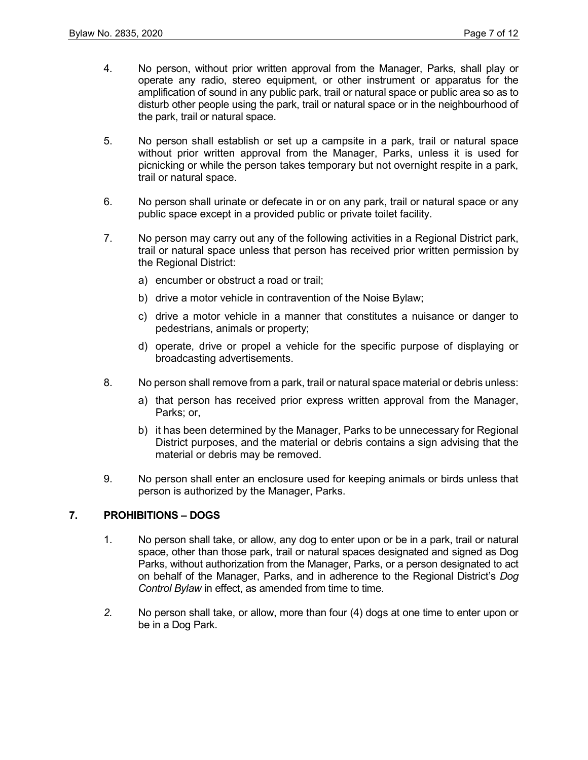4. No person, without prior written approval from the Manager, Parks, shall play or operate any radio, stereo equipment, or other instrument or apparatus for the amplification of sound in any public park, trail or natural space or public area so as to disturb other people using the park, trail or natural space or in the neighbourhood of the park, trail or natural space.

5. No person shall establish or set up a campsite in a park, trail or natural space without prior written approval from the Manager, Parks, unless it is used for picnicking or while the person takes temporary but not overnight respite in a park, trail or natural space.

6. No person shall urinate or defecate in or on any park, trail or natural space or any public space except in a provided public or private toilet facility.

7. No person may carry out any of the following activities in a Regional District park, trail or natural space unless that person has received prior written permission by the Regional District:

   a) encumber or obstruct a road or trail;

   b) drive a motor vehicle in contravention of the Noise Bylaw;

   c) drive a motor vehicle in a manner that constitutes a nuisance or danger to pedestrians, animals or property;

   d) operate, drive or propel a vehicle for the specific purpose of displaying or broadcasting advertisements.

8. No person shall remove from a park, trail or natural space material or debris unless:

   a) that person has received prior express written approval from the Manager, Parks; or,

   b) it has been determined by the Manager, Parks to be unnecessary for Regional District purposes, and the material or debris contains a sign advising that the material or debris may be removed.

9. No person shall enter an enclosure used for keeping animals or birds unless that person is authorized by the Manager, Parks.

## 7. PROHIBITIONS – DOGS

1. No person shall take, or allow, any dog to enter upon or be in a park, trail or natural space, other than those park, trail or natural spaces designated and signed as Dog Parks, without authorization from the Manager, Parks, or a person designated to act on behalf of the Manager, Parks, and in adherence to the Regional District's *Dog Control Bylaw* in effect, as amended from time to time.

2. No person shall take, or allow, more than four (4) dogs at one time to enter upon or be in a Dog Park.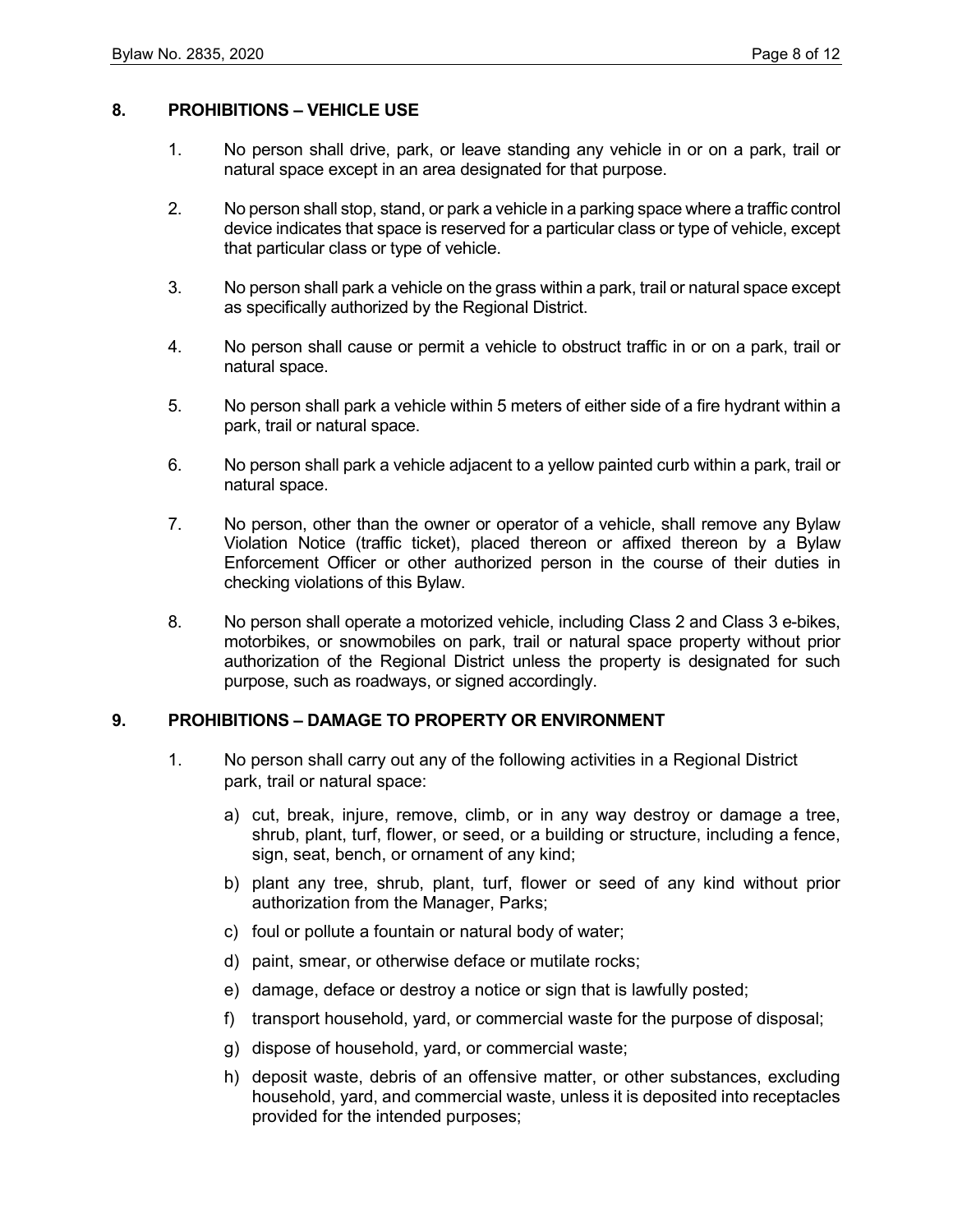## 8. PROHIBITIONS – VEHICLE USE

1. No person shall drive, park, or leave standing any vehicle in or on a park, trail or natural space except in an area designated for that purpose.

2. No person shall stop, stand, or park a vehicle in a parking space where a traffic control device indicates that space is reserved for a particular class or type of vehicle, except that particular class or type of vehicle.

3. No person shall park a vehicle on the grass within a park, trail or natural space except as specifically authorized by the Regional District.

4. No person shall cause or permit a vehicle to obstruct traffic in or on a park, trail or natural space.

5. No person shall park a vehicle within 5 meters of either side of a fire hydrant within a park, trail or natural space.

6. No person shall park a vehicle adjacent to a yellow painted curb within a park, trail or natural space.

7. No person, other than the owner or operator of a vehicle, shall remove any Bylaw Violation Notice (traffic ticket), placed thereon or affixed thereon by a Bylaw Enforcement Officer or other authorized person in the course of their duties in checking violations of this Bylaw.

8. No person shall operate a motorized vehicle, including Class 2 and Class 3 e-bikes, motorbikes, or snowmobiles on park, trail or natural space property without prior authorization of the Regional District unless the property is designated for such purpose, such as roadways, or signed accordingly.

## 9. PROHIBITIONS – DAMAGE TO PROPERTY OR ENVIRONMENT

1. No person shall carry out any of the following activities in a Regional District park, trail or natural space:

   a) cut, break, injure, remove, climb, or in any way destroy or damage a tree, shrub, plant, turf, flower, or seed, or a building or structure, including a fence, sign, seat, bench, or ornament of any kind;

   b) plant any tree, shrub, plant, turf, flower or seed of any kind without prior authorization from the Manager, Parks;

   c) foul or pollute a fountain or natural body of water;

   d) paint, smear, or otherwise deface or mutilate rocks;

   e) damage, deface or destroy a notice or sign that is lawfully posted;

   f) transport household, yard, or commercial waste for the purpose of disposal;

   g) dispose of household, yard, or commercial waste;

   h) deposit waste, debris of an offensive matter, or other substances, excluding household, yard, and commercial waste, unless it is deposited into receptacles provided for the intended purposes;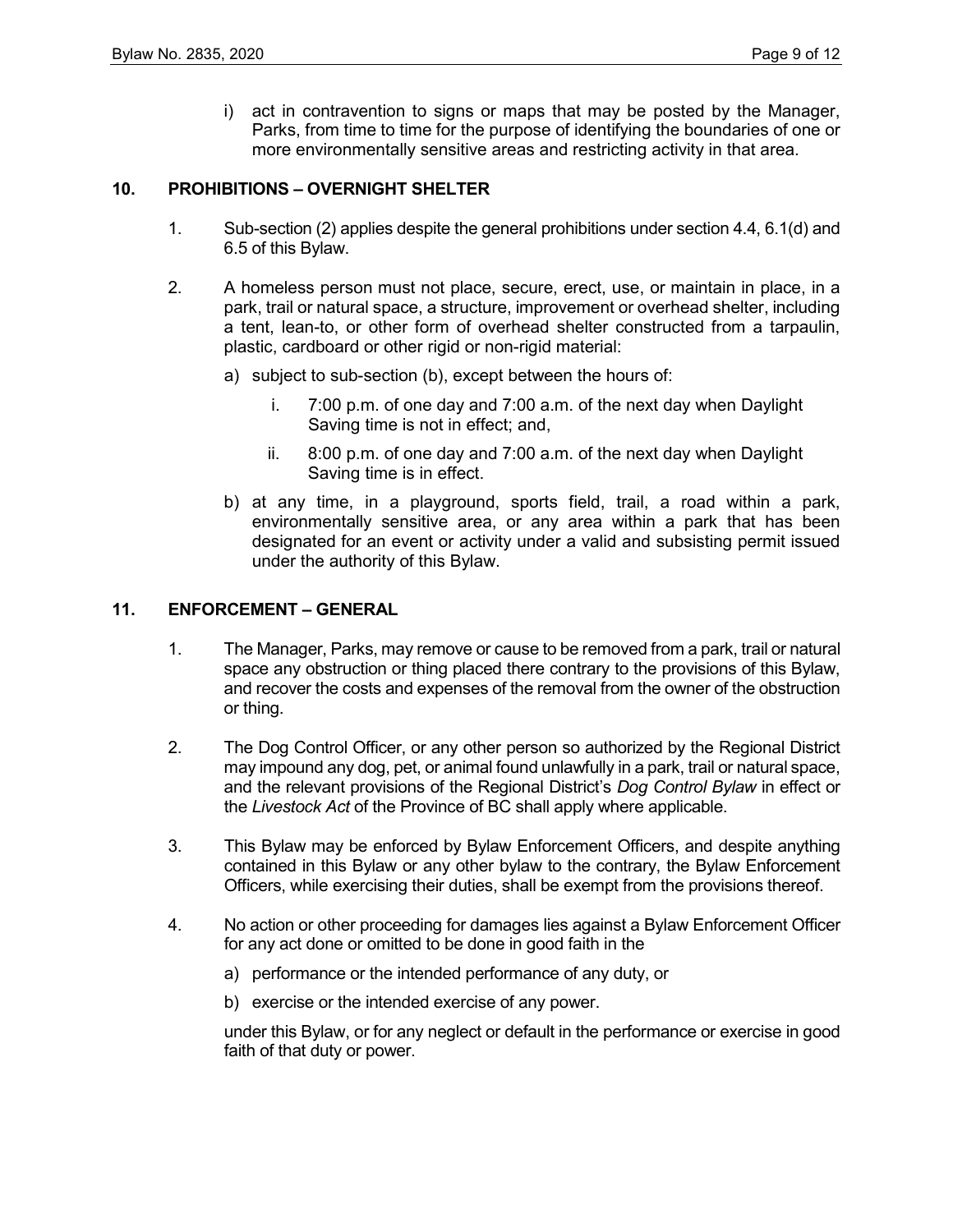i) act in contravention to signs or maps that may be posted by the Manager, Parks, from time to time for the purpose of identifying the boundaries of one or more environmentally sensitive areas and restricting activity in that area.

## 10. PROHIBITIONS – OVERNIGHT SHELTER

1. Sub-section (2) applies despite the general prohibitions under section 4.4, 6.1(d) and 6.5 of this Bylaw.

2. A homeless person must not place, secure, erect, use, or maintain in place, in a park, trail or natural space, a structure, improvement or overhead shelter, including a tent, lean-to, or other form of overhead shelter constructed from a tarpaulin, plastic, cardboard or other rigid or non-rigid material:

   a) subject to sub-section (b), except between the hours of:

      i. 7:00 p.m. of one day and 7:00 a.m. of the next day when Daylight Saving time is not in effect; and,

      ii. 8:00 p.m. of one day and 7:00 a.m. of the next day when Daylight Saving time is in effect.

   b) at any time, in a playground, sports field, trail, a road within a park, environmentally sensitive area, or any area within a park that has been designated for an event or activity under a valid and subsisting permit issued under the authority of this Bylaw.

## 11. ENFORCEMENT – GENERAL

1. The Manager, Parks, may remove or cause to be removed from a park, trail or natural space any obstruction or thing placed there contrary to the provisions of this Bylaw, and recover the costs and expenses of the removal from the owner of the obstruction or thing.

2. The Dog Control Officer, or any other person so authorized by the Regional District may impound any dog, pet, or animal found unlawfully in a park, trail or natural space, and the relevant provisions of the Regional District's *Dog Control Bylaw* in effect or the *Livestock Act* of the Province of BC shall apply where applicable.

3. This Bylaw may be enforced by Bylaw Enforcement Officers, and despite anything contained in this Bylaw or any other bylaw to the contrary, the Bylaw Enforcement Officers, while exercising their duties, shall be exempt from the provisions thereof.

4. No action or other proceeding for damages lies against a Bylaw Enforcement Officer for any act done or omitted to be done in good faith in the

   a) performance or the intended performance of any duty, or

   b) exercise or the intended exercise of any power.

   under this Bylaw, or for any neglect or default in the performance or exercise in good faith of that duty or power.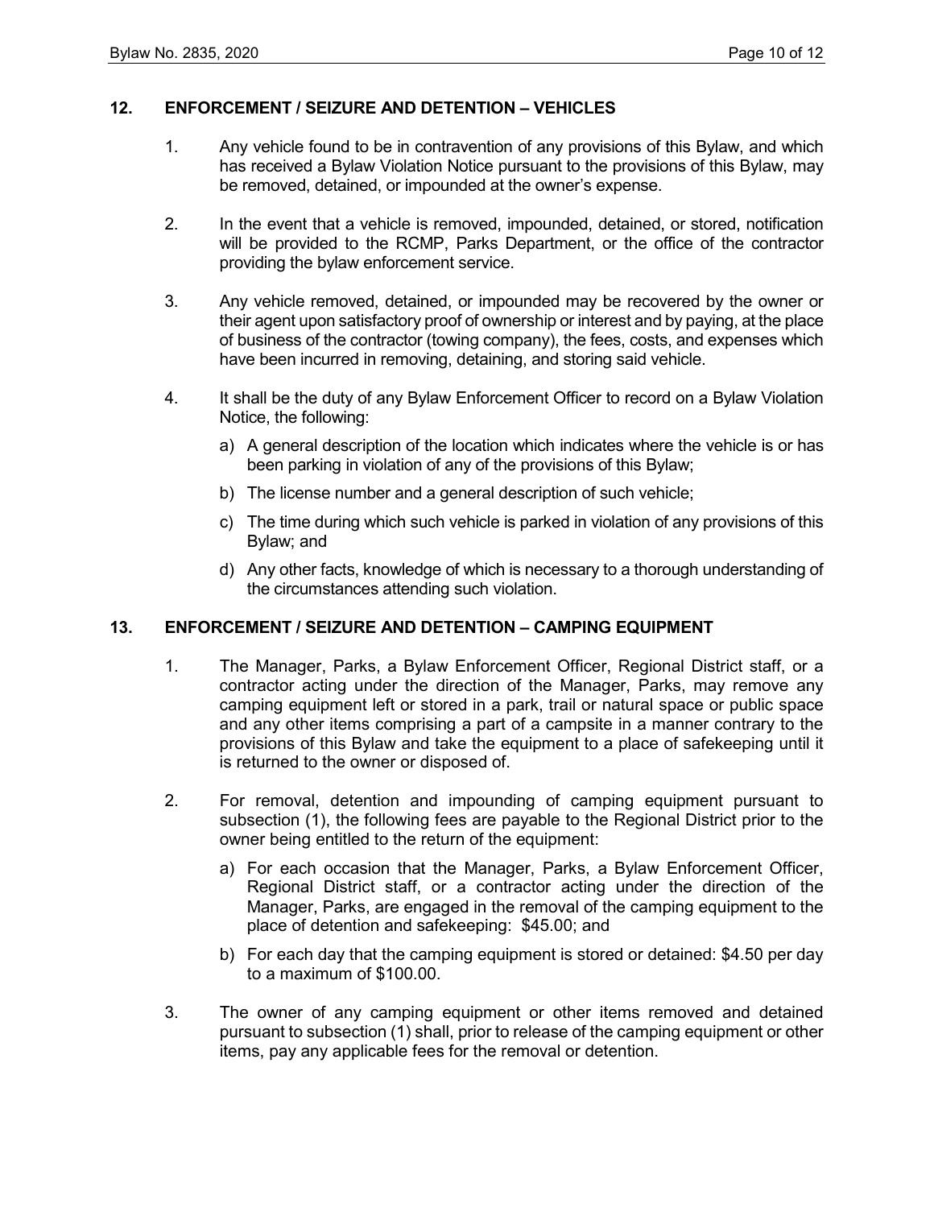## 12. ENFORCEMENT / SEIZURE AND DETENTION – VEHICLES

1. Any vehicle found to be in contravention of any provisions of this Bylaw, and which has received a Bylaw Violation Notice pursuant to the provisions of this Bylaw, may be removed, detained, or impounded at the owner's expense.

2. In the event that a vehicle is removed, impounded, detained, or stored, notification will be provided to the RCMP, Parks Department, or the office of the contractor providing the bylaw enforcement service.

3. Any vehicle removed, detained, or impounded may be recovered by the owner or their agent upon satisfactory proof of ownership or interest and by paying, at the place of business of the contractor (towing company), the fees, costs, and expenses which have been incurred in removing, detaining, and storing said vehicle.

4. It shall be the duty of any Bylaw Enforcement Officer to record on a Bylaw Violation Notice, the following:

   a) A general description of the location which indicates where the vehicle is or has been parking in violation of any of the provisions of this Bylaw;

   b) The license number and a general description of such vehicle;

   c) The time during which such vehicle is parked in violation of any provisions of this Bylaw; and

   d) Any other facts, knowledge of which is necessary to a thorough understanding of the circumstances attending such violation.

## 13. ENFORCEMENT / SEIZURE AND DETENTION – CAMPING EQUIPMENT

1. The Manager, Parks, a Bylaw Enforcement Officer, Regional District staff, or a contractor acting under the direction of the Manager, Parks, may remove any camping equipment left or stored in a park, trail or natural space or public space and any other items comprising a part of a campsite in a manner contrary to the provisions of this Bylaw and take the equipment to a place of safekeeping until it is returned to the owner or disposed of.

2. For removal, detention and impounding of camping equipment pursuant to subsection (1), the following fees are payable to the Regional District prior to the owner being entitled to the return of the equipment:

   a) For each occasion that the Manager, Parks, a Bylaw Enforcement Officer, Regional District staff, or a contractor acting under the direction of the Manager, Parks, are engaged in the removal of the camping equipment to the place of detention and safekeeping: $45.00; and

   b) For each day that the camping equipment is stored or detained: $4.50 per day to a maximum of $100.00.

3. The owner of any camping equipment or other items removed and detained pursuant to subsection (1) shall, prior to release of the camping equipment or other items, pay any applicable fees for the removal or detention.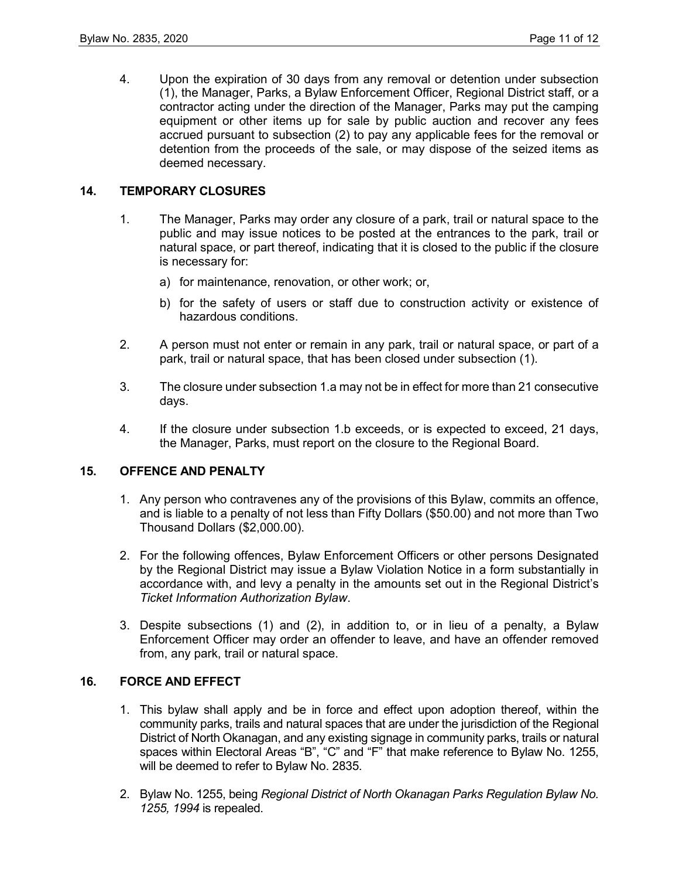4. Upon the expiration of 30 days from any removal or detention under subsection (1), the Manager, Parks, a Bylaw Enforcement Officer, Regional District staff, or a contractor acting under the direction of the Manager, Parks may put the camping equipment or other items up for sale by public auction and recover any fees accrued pursuant to subsection (2) to pay any applicable fees for the removal or detention from the proceeds of the sale, or may dispose of the seized items as deemed necessary.

## 14. TEMPORARY CLOSURES

1. The Manager, Parks may order any closure of a park, trail or natural space to the public and may issue notices to be posted at the entrances to the park, trail or natural space, or part thereof, indicating that it is closed to the public if the closure is necessary for:

   a) for maintenance, renovation, or other work; or,

   b) for the safety of users or staff due to construction activity or existence of hazardous conditions.

2. A person must not enter or remain in any park, trail or natural space, or part of a park, trail or natural space, that has been closed under subsection (1).

3. The closure under subsection 1.a may not be in effect for more than 21 consecutive days.

4. If the closure under subsection 1.b exceeds, or is expected to exceed, 21 days, the Manager, Parks, must report on the closure to the Regional Board.

## 15. OFFENCE AND PENALTY

1. Any person who contravenes any of the provisions of this Bylaw, commits an offence, and is liable to a penalty of not less than Fifty Dollars ($50.00) and not more than Two Thousand Dollars ($2,000.00).

2. For the following offences, Bylaw Enforcement Officers or other persons Designated by the Regional District may issue a Bylaw Violation Notice in a form substantially in accordance with, and levy a penalty in the amounts set out in the Regional District's *Ticket Information Authorization Bylaw*.

3. Despite subsections (1) and (2), in addition to, or in lieu of a penalty, a Bylaw Enforcement Officer may order an offender to leave, and have an offender removed from, any park, trail or natural space.

## 16. FORCE AND EFFECT

1. This bylaw shall apply and be in force and effect upon adoption thereof, within the community parks, trails and natural spaces that are under the jurisdiction of the Regional District of North Okanagan, and any existing signage in community parks, trails or natural spaces within Electoral Areas "B", "C" and "F" that make reference to Bylaw No. 1255, will be deemed to refer to Bylaw No. 2835.

2. Bylaw No. 1255, being *Regional District of North Okanagan Parks Regulation Bylaw No. 1255, 1994* is repealed.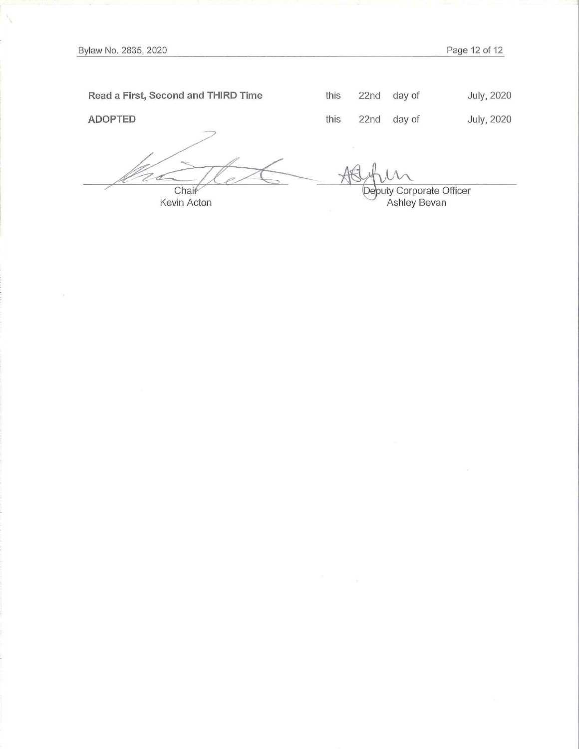| | | | | |
|---|---|---|---|---|
| **Read a First, Second and THIRD Time** | this | 22nd | day of | July, 2020 |
| **ADOPTED** | this | 22nd | day of | July, 2020 |

Chair
Kevin Acton

Deputy Corporate Officer
Ashley Bevan